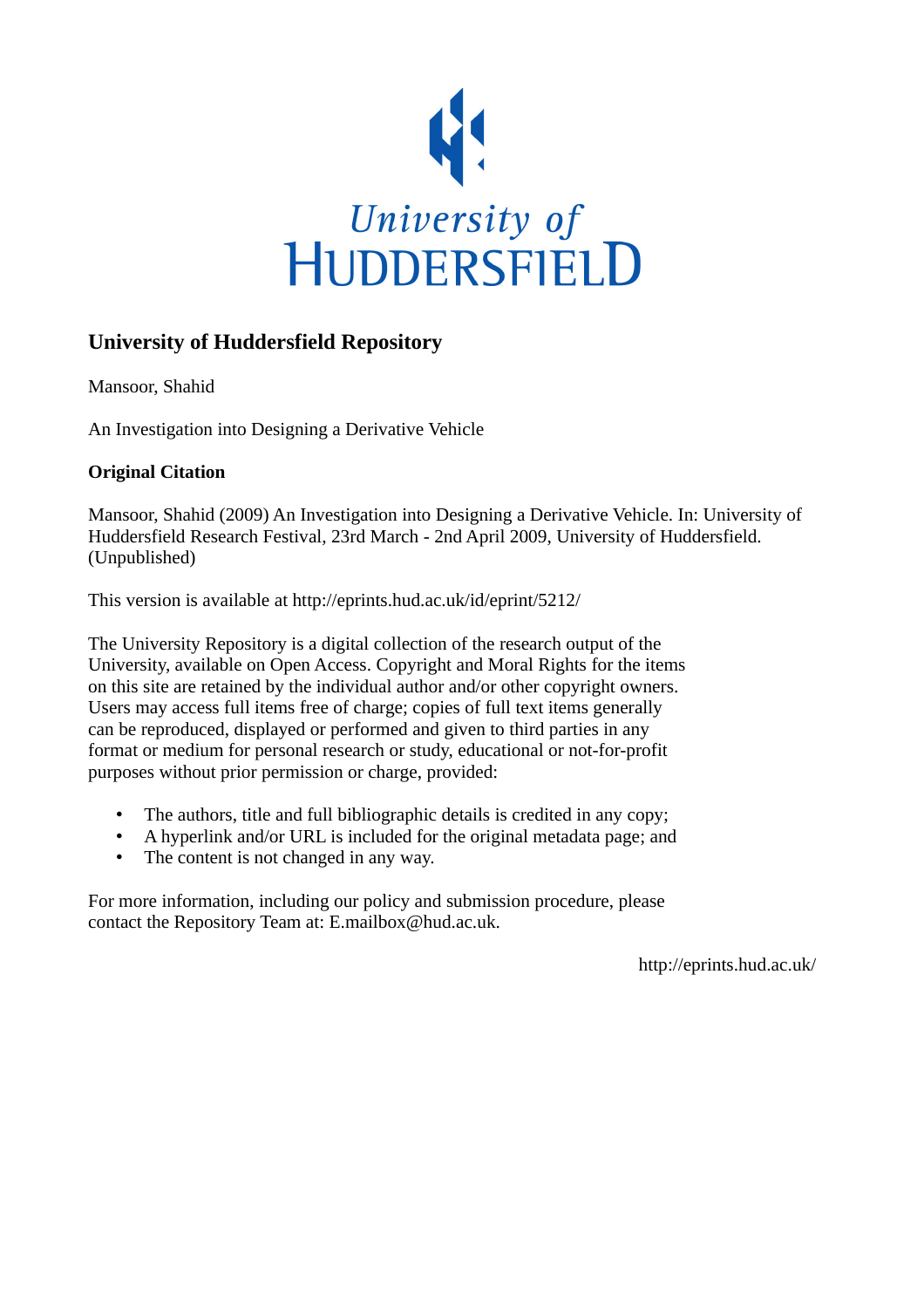University of
HUDDERSFIELD

## University of Huddersfield Repository

Mansoor, Shahid

An Investigation into Designing a Derivative Vehicle

### Original Citation

Mansoor, Shahid (2009) An Investigation into Designing a Derivative Vehicle. In: University of Huddersfield Research Festival, 23rd March - 2nd April 2009, University of Huddersfield. (Unpublished)

This version is available at http://eprints.hud.ac.uk/id/eprint/5212/

The University Repository is a digital collection of the research output of the University, available on Open Access. Copyright and Moral Rights for the items on this site are retained by the individual author and/or other copyright owners. Users may access full items free of charge; copies of full text items generally can be reproduced, displayed or performed and given to third parties in any format or medium for personal research or study, educational or not-for-profit purposes without prior permission or charge, provided:

- The authors, title and full bibliographic details is credited in any copy;
- A hyperlink and/or URL is included for the original metadata page; and
- The content is not changed in any way.

For more information, including our policy and submission procedure, please contact the Repository Team at: E.mailbox@hud.ac.uk.

http://eprints.hud.ac.uk/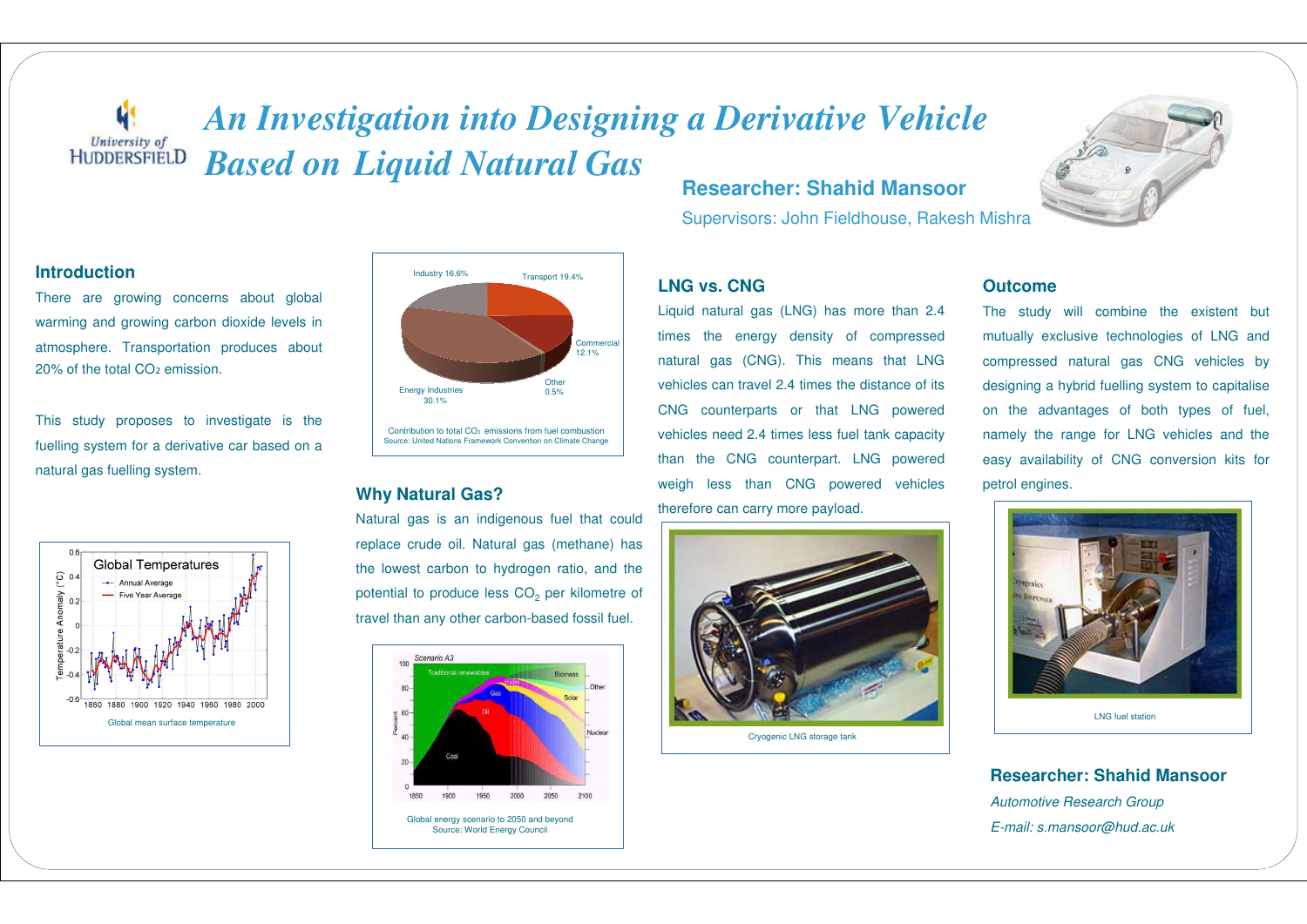University of HUDDERSFIELD

# An Investigation into Designing a Derivative Vehicle Based on Liquid Natural Gas

## Researcher: Shahid Mansoor

Supervisors: John Fieldhouse, Rakesh Mishra

### Introduction

There are growing concerns about global warming and growing carbon dioxide levels in atmosphere. Transportation produces about 20% of the total $CO_2$ emission.

This study proposes to investigate is the fuelling system for a derivative car based on a natural gas fuelling system.

Global Temperatures
Annual Average
Five Year Average
Temperature Anomaly (°C)
0.6
0.4
0.2
0
-0.2
-0.4
-0.6
1860 1880 1900 1920 1940 1960 1980 2000

Global mean surface temperature

Industry 16.6%
Transport 19.4%
Commercial 12.1%
Other 0.5%
Energy Industries 30.1%

Contribution to total $CO_2$ emissions from fuel combustion
Source: United Nations Framework Convention on Climate Change

### Why Natural Gas?

Natural gas is an indigenous fuel that could replace crude oil. Natural gas (methane) has the lowest carbon to hydrogen ratio, and the potential to produce less $CO_2$ per kilometre of travel than any other carbon-based fossil fuel.

Scenario A3
Traditional renewables
Biomass
Hydro
Gas
Other
Solar
Oil
Nuclear
Coal
Percent
100
80
60
40
20
0
1850 1900 1950 2000 2050 2100

Global energy scenario to 2050 and beyond
Source: World Energy Council

### LNG vs. CNG

Liquid natural gas (LNG) has more than 2.4 times the energy density of compressed natural gas (CNG). This means that LNG vehicles can travel 2.4 times the distance of its CNG counterparts or that LNG powered vehicles need 2.4 times less fuel tank capacity than the CNG counterpart. LNG powered weigh less than CNG powered vehicles therefore can carry more payload.

Cryogenic LNG storage tank

### Outcome

The study will combine the existent but mutually exclusive technologies of LNG and compressed natural gas CNG vehicles by designing a hybrid fuelling system to capitalise on the advantages of both types of fuel, namely the range for LNG vehicles and the easy availability of CNG conversion kits for petrol engines.

LNG fuel station

### Researcher: Shahid Mansoor

*Automotive Research Group*

*E-mail: s.mansoor@hud.ac.uk*